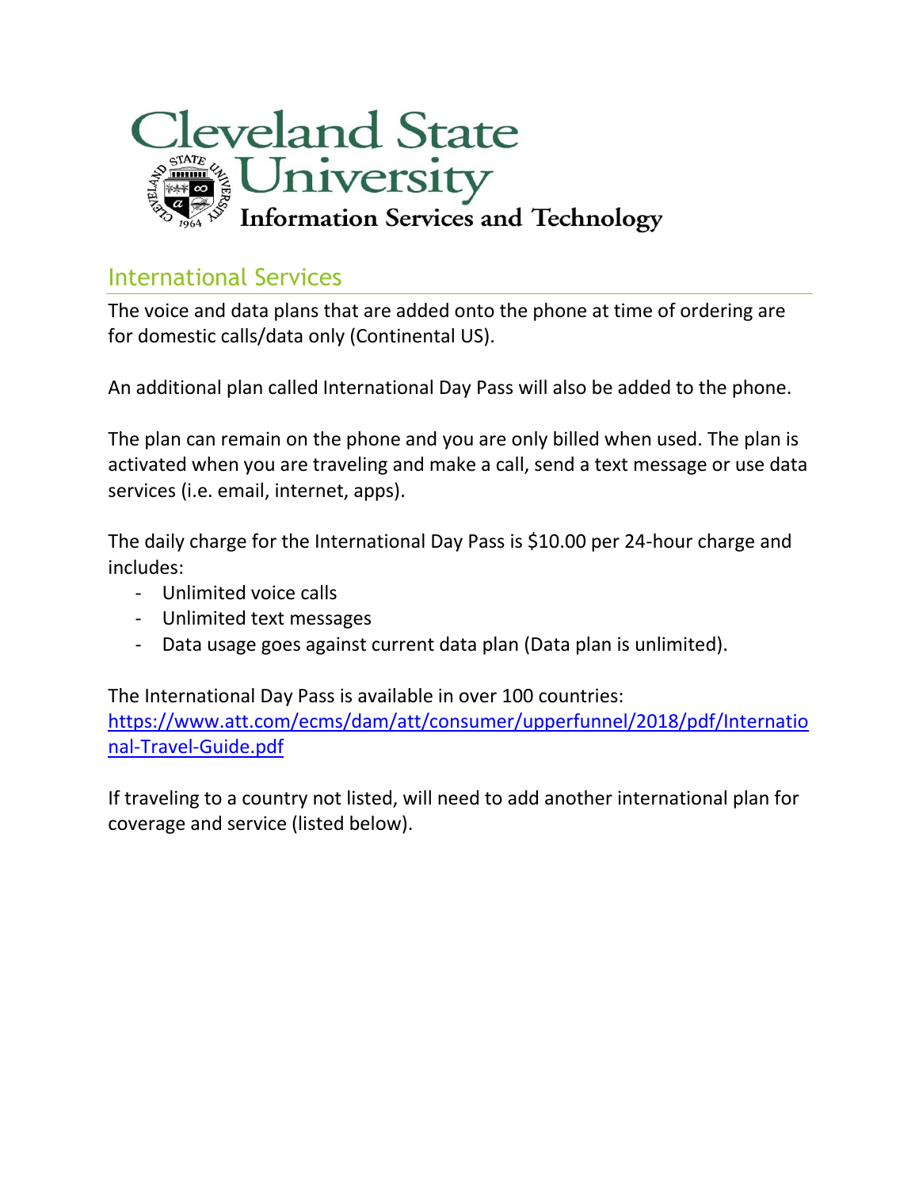# Cleveland State University

**Information Services and Technology**

## International Services

The voice and data plans that are added onto the phone at time of ordering are for domestic calls/data only (Continental US).

An additional plan called International Day Pass will also be added to the phone.

The plan can remain on the phone and you are only billed when used. The plan is activated when you are traveling and make a call, send a text message or use data services (i.e. email, internet, apps).

The daily charge for the International Day Pass is $10.00 per 24-hour charge and includes:

- Unlimited voice calls
- Unlimited text messages
- Data usage goes against current data plan (Data plan is unlimited).

The International Day Pass is available in over 100 countries: [https://www.att.com/ecms/dam/att/consumer/upperfunnel/2018/pdf/International-Travel-Guide.pdf](https://www.att.com/ecms/dam/att/consumer/upperfunnel/2018/pdf/International-Travel-Guide.pdf)

If traveling to a country not listed, will need to add another international plan for coverage and service (listed below).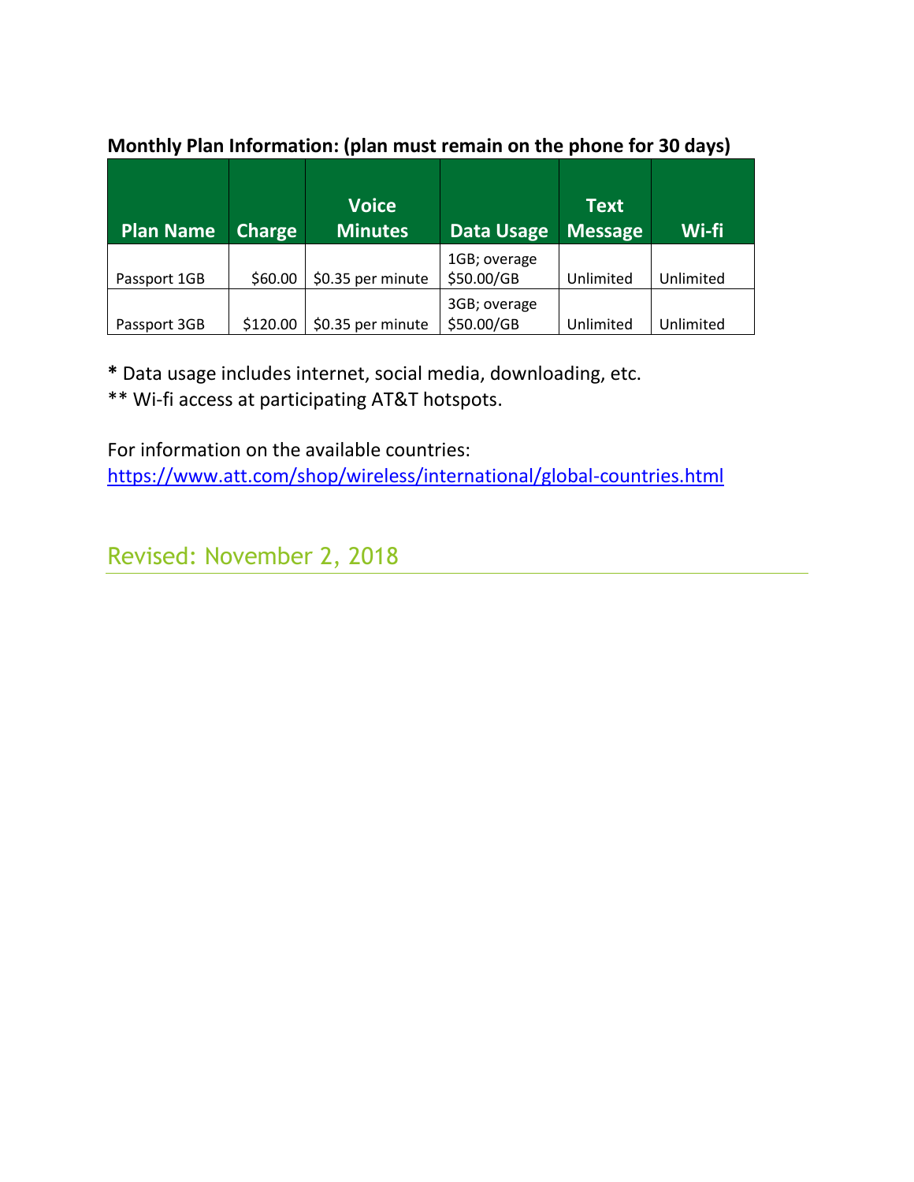**Monthly Plan Information: (plan must remain on the phone for 30 days)**

| Plan Name | Charge | Voice Minutes | Data Usage | Text Message | Wi-fi |
|---|---|---|---|---|---|
| Passport 1GB | $60.00 | $0.35 per minute | 1GB; overage $50.00/GB | Unlimited | Unlimited |
| Passport 3GB | $120.00 | $0.35 per minute | 3GB; overage $50.00/GB | Unlimited | Unlimited |

**\*** Data usage includes internet, social media, downloading, etc.

** Wi-fi access at participating AT&T hotspots.

For information on the available countries:
https://www.att.com/shop/wireless/international/global-countries.html

## Revised: November 2, 2018